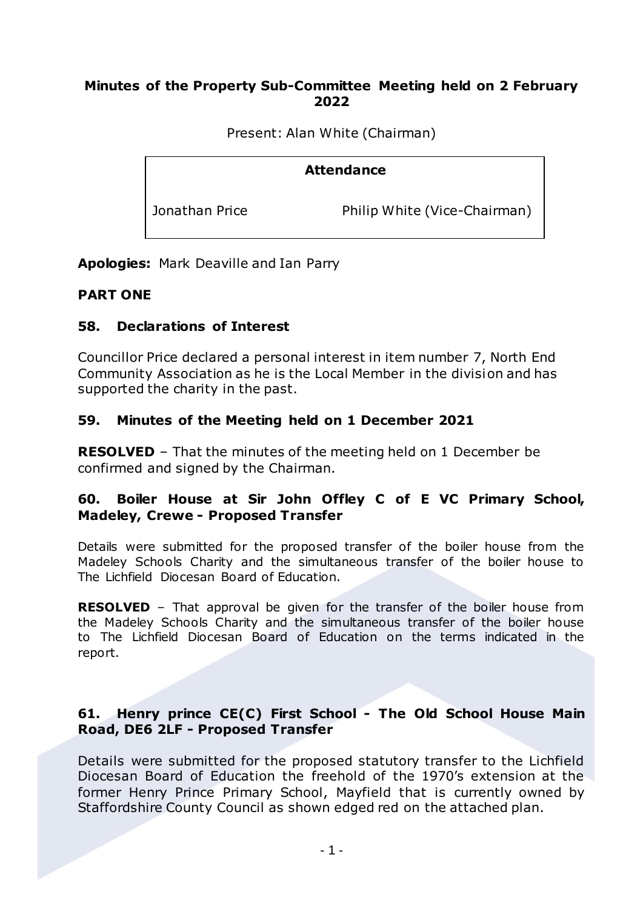# Minutes of the Property Sub-Committee Meeting held on 2 February 2022

Present: Alan White (Chairman)

| Attendance | |
|---|---|
| Jonathan Price | Philip White (Vice-Chairman) |

**Apologies:** Mark Deaville and Ian Parry

## PART ONE

### 58. Declarations of Interest

Councillor Price declared a personal interest in item number 7, North End Community Association as he is the Local Member in the division and has supported the charity in the past.

### 59. Minutes of the Meeting held on 1 December 2021

**RESOLVED** – That the minutes of the meeting held on 1 December be confirmed and signed by the Chairman.

### 60. Boiler House at Sir John Offley C of E VC Primary School, Madeley, Crewe - Proposed Transfer

Details were submitted for the proposed transfer of the boiler house from the Madeley Schools Charity and the simultaneous transfer of the boiler house to The Lichfield Diocesan Board of Education.

**RESOLVED** – That approval be given for the transfer of the boiler house from the Madeley Schools Charity and the simultaneous transfer of the boiler house to The Lichfield Diocesan Board of Education on the terms indicated in the report.

### 61. Henry prince CE(C) First School - The Old School House Main Road, DE6 2LF - Proposed Transfer

Details were submitted for the proposed statutory transfer to the Lichfield Diocesan Board of Education the freehold of the 1970's extension at the former Henry Prince Primary School, Mayfield that is currently owned by Staffordshire County Council as shown edged red on the attached plan.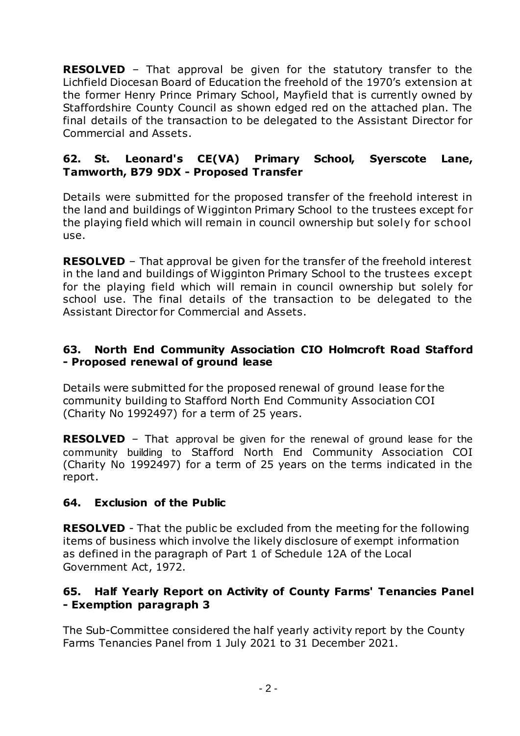**RESOLVED** – That approval be given for the statutory transfer to the Lichfield Diocesan Board of Education the freehold of the 1970's extension at the former Henry Prince Primary School, Mayfield that is currently owned by Staffordshire County Council as shown edged red on the attached plan. The final details of the transaction to be delegated to the Assistant Director for Commercial and Assets.

## 62. St. Leonard's CE(VA) Primary School, Syerscote Lane, Tamworth, B79 9DX - Proposed Transfer

Details were submitted for the proposed transfer of the freehold interest in the land and buildings of Wigginton Primary School to the trustees except for the playing field which will remain in council ownership but solely for school use.

**RESOLVED** – That approval be given for the transfer of the freehold interest in the land and buildings of Wigginton Primary School to the trustees except for the playing field which will remain in council ownership but solely for school use. The final details of the transaction to be delegated to the Assistant Director for Commercial and Assets.

## 63. North End Community Association CIO Holmcroft Road Stafford - Proposed renewal of ground lease

Details were submitted for the proposed renewal of ground lease for the community building to Stafford North End Community Association COI (Charity No 1992497) for a term of 25 years.

**RESOLVED** – That approval be given for the renewal of ground lease for the community building to Stafford North End Community Association COI (Charity No 1992497) for a term of 25 years on the terms indicated in the report.

## 64. Exclusion of the Public

**RESOLVED** - That the public be excluded from the meeting for the following items of business which involve the likely disclosure of exempt information as defined in the paragraph of Part 1 of Schedule 12A of the Local Government Act, 1972.

## 65. Half Yearly Report on Activity of County Farms' Tenancies Panel - Exemption paragraph 3

The Sub-Committee considered the half yearly activity report by the County Farms Tenancies Panel from 1 July 2021 to 31 December 2021.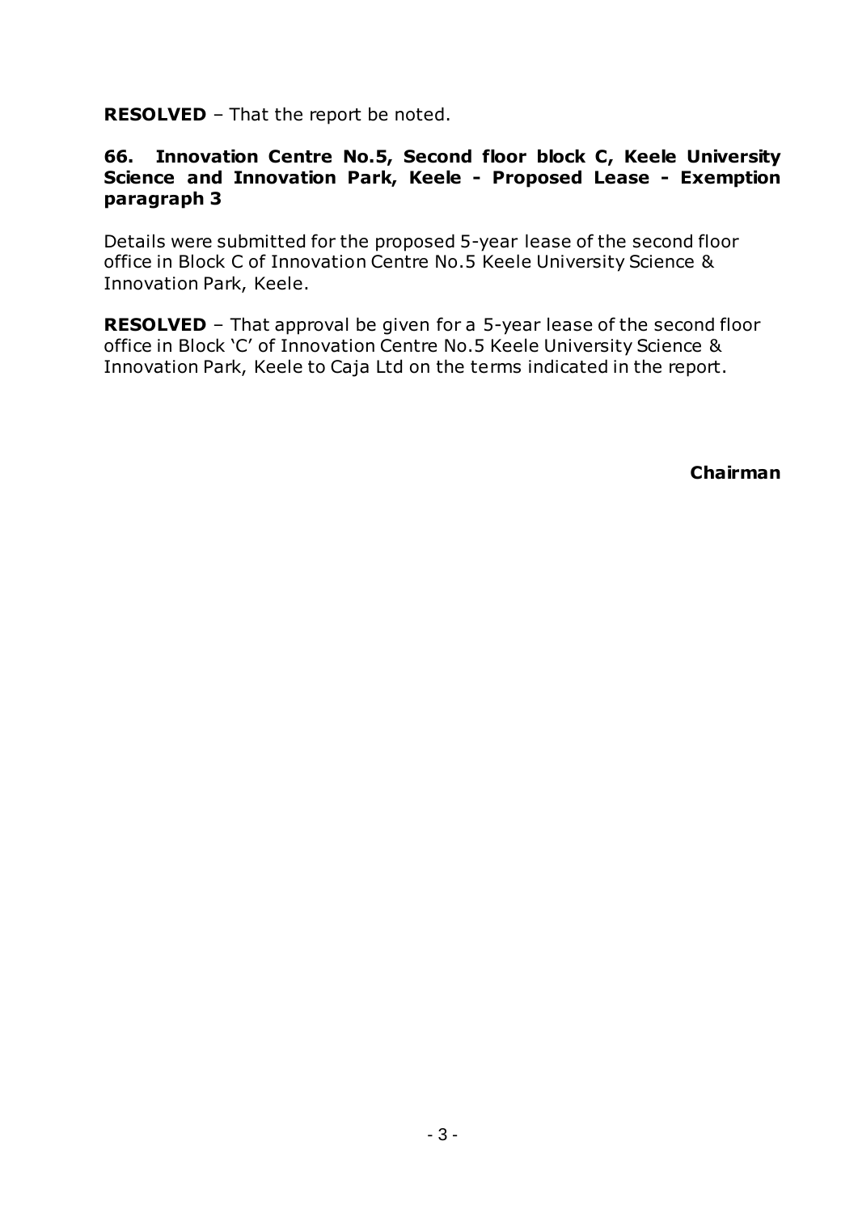**RESOLVED** – That the report be noted.

### 66. Innovation Centre No.5, Second floor block C, Keele University Science and Innovation Park, Keele - Proposed Lease - Exemption paragraph 3

Details were submitted for the proposed 5-year lease of the second floor office in Block C of Innovation Centre No.5 Keele University Science & Innovation Park, Keele.

**RESOLVED** – That approval be given for a 5-year lease of the second floor office in Block 'C' of Innovation Centre No.5 Keele University Science & Innovation Park, Keele to Caja Ltd on the terms indicated in the report.

**Chairman**